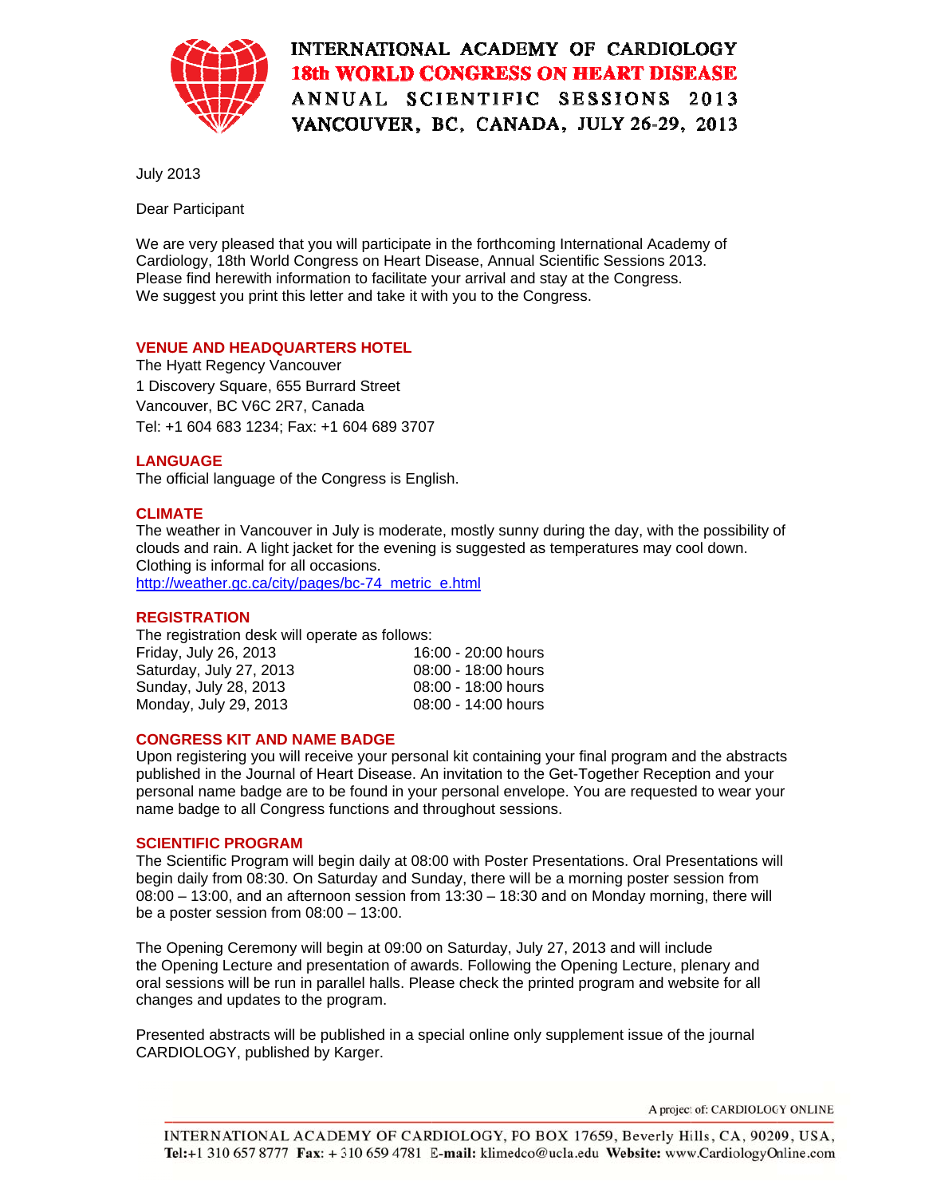# INTERNATIONAL ACADEMY OF CARDIOLOGY
## 18th WORLD CONGRESS ON HEART DISEASE
## ANNUAL SCIENTIFIC SESSIONS 2013
## VANCOUVER, BC, CANADA, JULY 26-29, 2013

July 2013

Dear Participant

We are very pleased that you will participate in the forthcoming International Academy of Cardiology, 18th World Congress on Heart Disease, Annual Scientific Sessions 2013. Please find herewith information to facilitate your arrival and stay at the Congress. We suggest you print this letter and take it with you to the Congress.

### VENUE AND HEADQUARTERS HOTEL

The Hyatt Regency Vancouver
1 Discovery Square, 655 Burrard Street
Vancouver, BC V6C 2R7, Canada
Tel: +1 604 683 1234; Fax: +1 604 689 3707

### LANGUAGE

The official language of the Congress is English.

### CLIMATE

The weather in Vancouver in July is moderate, mostly sunny during the day, with the possibility of clouds and rain. A light jacket for the evening is suggested as temperatures may cool down. Clothing is informal for all occasions.
http://weather.gc.ca/city/pages/bc-74_metric_e.html

### REGISTRATION

The registration desk will operate as follows:

| | |
|---|---|
| Friday, July 26, 2013 | 16:00 - 20:00 hours |
| Saturday, July 27, 2013 | 08:00 - 18:00 hours |
| Sunday, July 28, 2013 | 08:00 - 18:00 hours |
| Monday, July 29, 2013 | 08:00 - 14:00 hours |

### CONGRESS KIT AND NAME BADGE

Upon registering you will receive your personal kit containing your final program and the abstracts published in the Journal of Heart Disease. An invitation to the Get-Together Reception and your personal name badge are to be found in your personal envelope. You are requested to wear your name badge to all Congress functions and throughout sessions.

### SCIENTIFIC PROGRAM

The Scientific Program will begin daily at 08:00 with Poster Presentations. Oral Presentations will begin daily from 08:30. On Saturday and Sunday, there will be a morning poster session from 08:00 – 13:00, and an afternoon session from 13:30 – 18:30 and on Monday morning, there will be a poster session from 08:00 – 13:00.

The Opening Ceremony will begin at 09:00 on Saturday, July 27, 2013 and will include the Opening Lecture and presentation of awards. Following the Opening Lecture, plenary and oral sessions will be run in parallel halls. Please check the printed program and website for all changes and updates to the program.

Presented abstracts will be published in a special online only supplement issue of the journal CARDIOLOGY, published by Karger.

A project of: CARDIOLOGY ONLINE

INTERNATIONAL ACADEMY OF CARDIOLOGY, PO BOX 17659, Beverly Hills, CA, 90209, USA, **Tel:**+1 310 657 8777 **Fax:** + 310 659 4781 **E-mail:** klimedco@ucla.edu **Website:** www.CardiologyOnline.com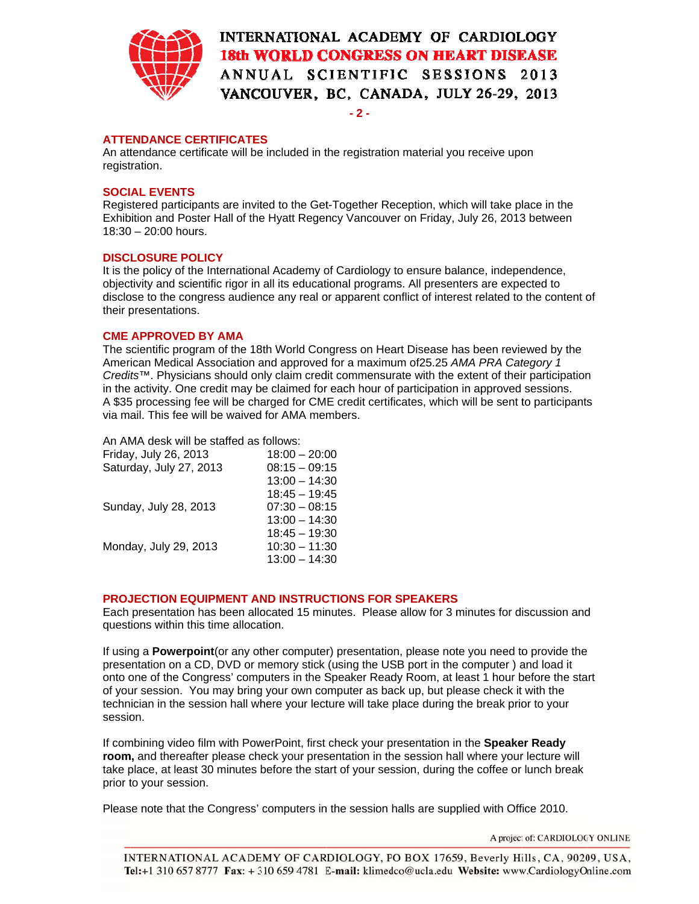## ATTENDANCE CERTIFICATES

An attendance certificate will be included in the registration material you receive upon registration.

## SOCIAL EVENTS

Registered participants are invited to the Get-Together Reception, which will take place in the Exhibition and Poster Hall of the Hyatt Regency Vancouver on Friday, July 26, 2013 between 18:30 – 20:00 hours.

## DISCLOSURE POLICY

It is the policy of the International Academy of Cardiology to ensure balance, independence, objectivity and scientific rigor in all its educational programs. All presenters are expected to disclose to the congress audience any real or apparent conflict of interest related to the content of their presentations.

## CME APPROVED BY AMA

The scientific program of the 18th World Congress on Heart Disease has been reviewed by the American Medical Association and approved for a maximum of25.25 *AMA PRA Category 1 Credits*™. Physicians should only claim credit commensurate with the extent of their participation in the activity. One credit may be claimed for each hour of participation in approved sessions. A $35 processing fee will be charged for CME credit certificates, which will be sent to participants via mail. This fee will be waived for AMA members.

An AMA desk will be staffed as follows:

| | |
|---|---|
| Friday, July 26, 2013 | 18:00 – 20:00 |
| Saturday, July 27, 2013 | 08:15 – 09:15 |
| | 13:00 – 14:30 |
| | 18:45 – 19:45 |
| Sunday, July 28, 2013 | 07:30 – 08:15 |
| | 13:00 – 14:30 |
| | 18:45 – 19:30 |
| Monday, July 29, 2013 | 10:30 – 11:30 |
| | 13:00 – 14:30 |

## PROJECTION EQUIPMENT AND INSTRUCTIONS FOR SPEAKERS

Each presentation has been allocated 15 minutes. Please allow for 3 minutes for discussion and questions within this time allocation.

If using a **Powerpoint**(or any other computer) presentation, please note you need to provide the presentation on a CD, DVD or memory stick (using the USB port in the computer ) and load it onto one of the Congress' computers in the Speaker Ready Room, at least 1 hour before the start of your session. You may bring your own computer as back up, but please check it with the technician in the session hall where your lecture will take place during the break prior to your session.

If combining video film with PowerPoint, first check your presentation in the **Speaker Ready room,** and thereafter please check your presentation in the session hall where your lecture will take place, at least 30 minutes before the start of your session, during the coffee or lunch break prior to your session.

Please note that the Congress' computers in the session halls are supplied with Office 2010.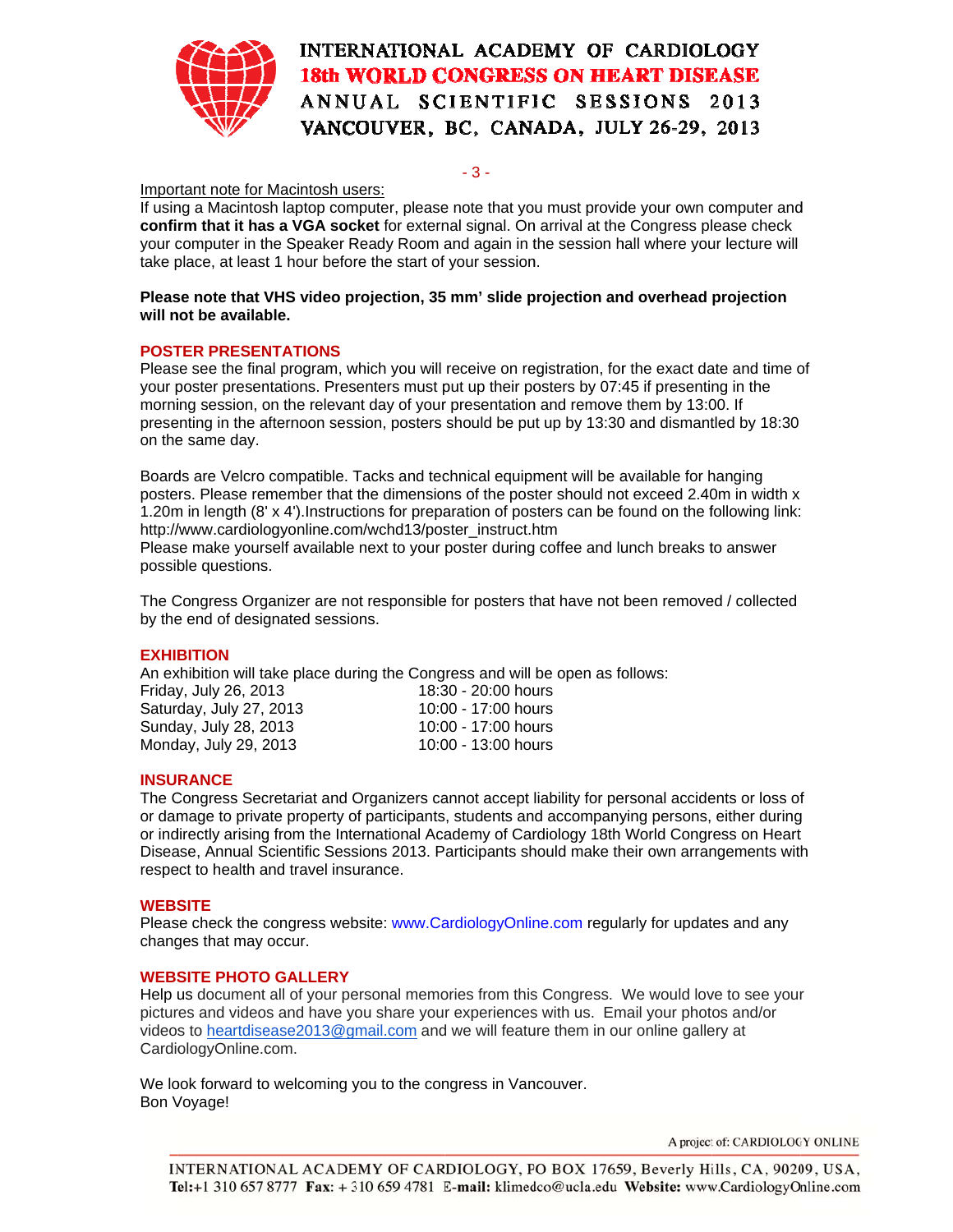Important note for Macintosh users:

If using a Macintosh laptop computer, please note that you must provide your own computer and **confirm that it has a VGA socket** for external signal. On arrival at the Congress please check your computer in the Speaker Ready Room and again in the session hall where your lecture will take place, at least 1 hour before the start of your session.

**Please note that VHS video projection, 35 mm' slide projection and overhead projection will not be available.**

## POSTER PRESENTATIONS

Please see the final program, which you will receive on registration, for the exact date and time of your poster presentations. Presenters must put up their posters by 07:45 if presenting in the morning session, on the relevant day of your presentation and remove them by 13:00. If presenting in the afternoon session, posters should be put up by 13:30 and dismantled by 18:30 on the same day.

Boards are Velcro compatible. Tacks and technical equipment will be available for hanging posters. Please remember that the dimensions of the poster should not exceed 2.40m in width x 1.20m in length (8' x 4').Instructions for preparation of posters can be found on the following link: http://www.cardiologyonline.com/wchd13/poster_instruct.htm

Please make yourself available next to your poster during coffee and lunch breaks to answer possible questions.

The Congress Organizer are not responsible for posters that have not been removed / collected by the end of designated sessions.

## EXHIBITION

An exhibition will take place during the Congress and will be open as follows:

| | |
|---|---|
| Friday, July 26, 2013 | 18:30 - 20:00 hours |
| Saturday, July 27, 2013 | 10:00 - 17:00 hours |
| Sunday, July 28, 2013 | 10:00 - 17:00 hours |
| Monday, July 29, 2013 | 10:00 - 13:00 hours |

## INSURANCE

The Congress Secretariat and Organizers cannot accept liability for personal accidents or loss of or damage to private property of participants, students and accompanying persons, either during or indirectly arising from the International Academy of Cardiology 18th World Congress on Heart Disease, Annual Scientific Sessions 2013. Participants should make their own arrangements with respect to health and travel insurance.

## WEBSITE

Please check the congress website: www.CardiologyOnline.com regularly for updates and any changes that may occur.

## WEBSITE PHOTO GALLERY

Help us document all of your personal memories from this Congress. We would love to see your pictures and videos and have you share your experiences with us. Email your photos and/or videos to heartdisease2013@gmail.com and we will feature them in our online gallery at CardiologyOnline.com.

We look forward to welcoming you to the congress in Vancouver.
Bon Voyage!